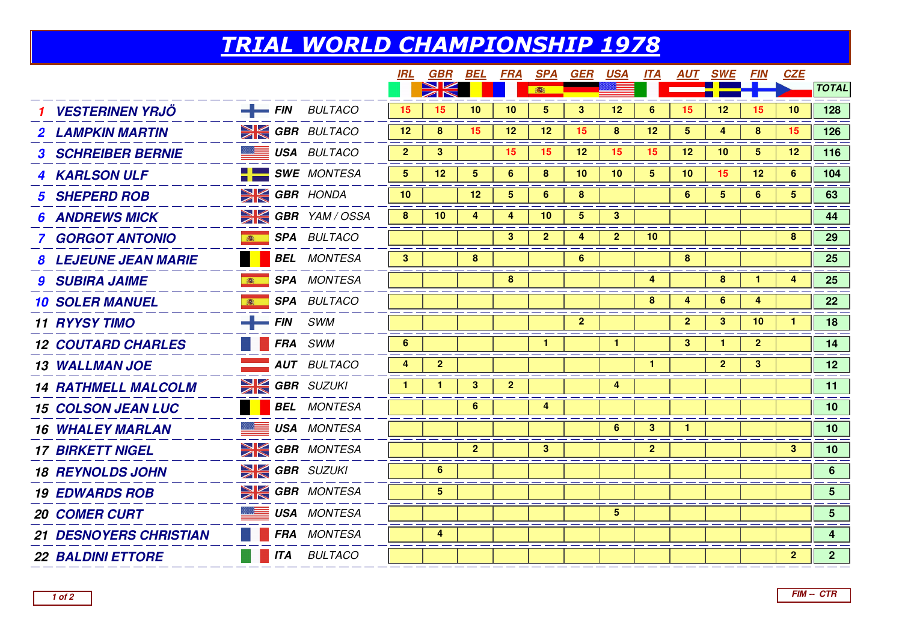# TRIAL WORLD CHAMPIONSHIP 1978

| Pos | Rider | Nat | Machine | IRL | GBR | BEL | FRA | SPA | GER | USA | ITA | AUT | SWE | FIN | CZE | TOTAL |
|---|---|---|---|---|---|---|---|---|---|---|---|---|---|---|---|---|
| 1 | VESTERINEN YRJÖ | FIN | BULTACO | 15 | 15 | 10 | 10 | 5 | 3 | 12 | 6 | 15 | 12 | 15 | 10 | 128 |
| 2 | LAMPKIN MARTIN | GBR | BULTACO | 12 | 8 | 15 | 12 | 12 | 15 | 8 | 12 | 5 | 4 | 8 | 15 | 126 |
| 3 | SCHREIBER BERNIE | USA | BULTACO | 2 | 3 | | 15 | 15 | 12 | 15 | 15 | 12 | 10 | 5 | 12 | 116 |
| 4 | KARLSON ULF | SWE | MONTESA | 5 | 12 | 5 | 6 | 8 | 10 | 10 | 5 | 10 | 15 | 12 | 6 | 104 |
| 5 | SHEPERD ROB | GBR | HONDA | 10 | | 12 | 5 | 6 | 8 | | | 6 | 5 | 6 | 5 | 63 |
| 6 | ANDREWS MICK | GBR | YAM / OSSA | 8 | 10 | 4 | 4 | 10 | 5 | 3 | | | | | | 44 |
| 7 | GORGOT ANTONIO | SPA | BULTACO | | | | 3 | 2 | 4 | 2 | 10 | | | | 8 | 29 |
| 8 | LEJEUNE JEAN MARIE | BEL | MONTESA | 3 | | 8 | | | 6 | | | 8 | | | | 25 |
| 9 | SUBIRA JAIME | SPA | MONTESA | | | | 8 | | | | 4 | | 8 | 1 | 4 | 25 |
| 10 | SOLER MANUEL | SPA | BULTACO | | | | | | | | 8 | 4 | 6 | 4 | | 22 |
| 11 | RYYSY TIMO | FIN | SWM | | | | | | 2 | | | 2 | 3 | 10 | 1 | 18 |
| 12 | COUTARD CHARLES | FRA | SWM | 6 | | | | 1 | | 1 | | 3 | 1 | 2 | | 14 |
| 13 | WALLMAN JOE | AUT | BULTACO | 4 | 2 | | | | | | 1 | | 2 | 3 | | 12 |
| 14 | RATHMELL MALCOLM | GBR | SUZUKI | 1 | 1 | 3 | 2 | | | 4 | | | | | | 11 |
| 15 | COLSON JEAN LUC | BEL | MONTESA | | | 6 | | 4 | | | | | | | | 10 |
| 16 | WHALEY MARLAN | USA | MONTESA | | | | | | | 6 | 3 | 1 | | | | 10 |
| 17 | BIRKETT NIGEL | GBR | MONTESA | | | 2 | | 3 | | | 2 | | | | 3 | 10 |
| 18 | REYNOLDS JOHN | GBR | SUZUKI | | 6 | | | | | | | | | | | 6 |
| 19 | EDWARDS ROB | GBR | MONTESA | | 5 | | | | | | | | | | | 5 |
| 20 | COMER CURT | USA | MONTESA | | | | | | | 5 | | | | | | 5 |
| 21 | DESNOYERS CHRISTIAN | FRA | MONTESA | | 4 | | | | | | | | | | | 4 |
| 22 | BALDINI ETTORE | ITA | BULTACO | | | | | | | | | | | | 2 | 2 |

FIM -- CTR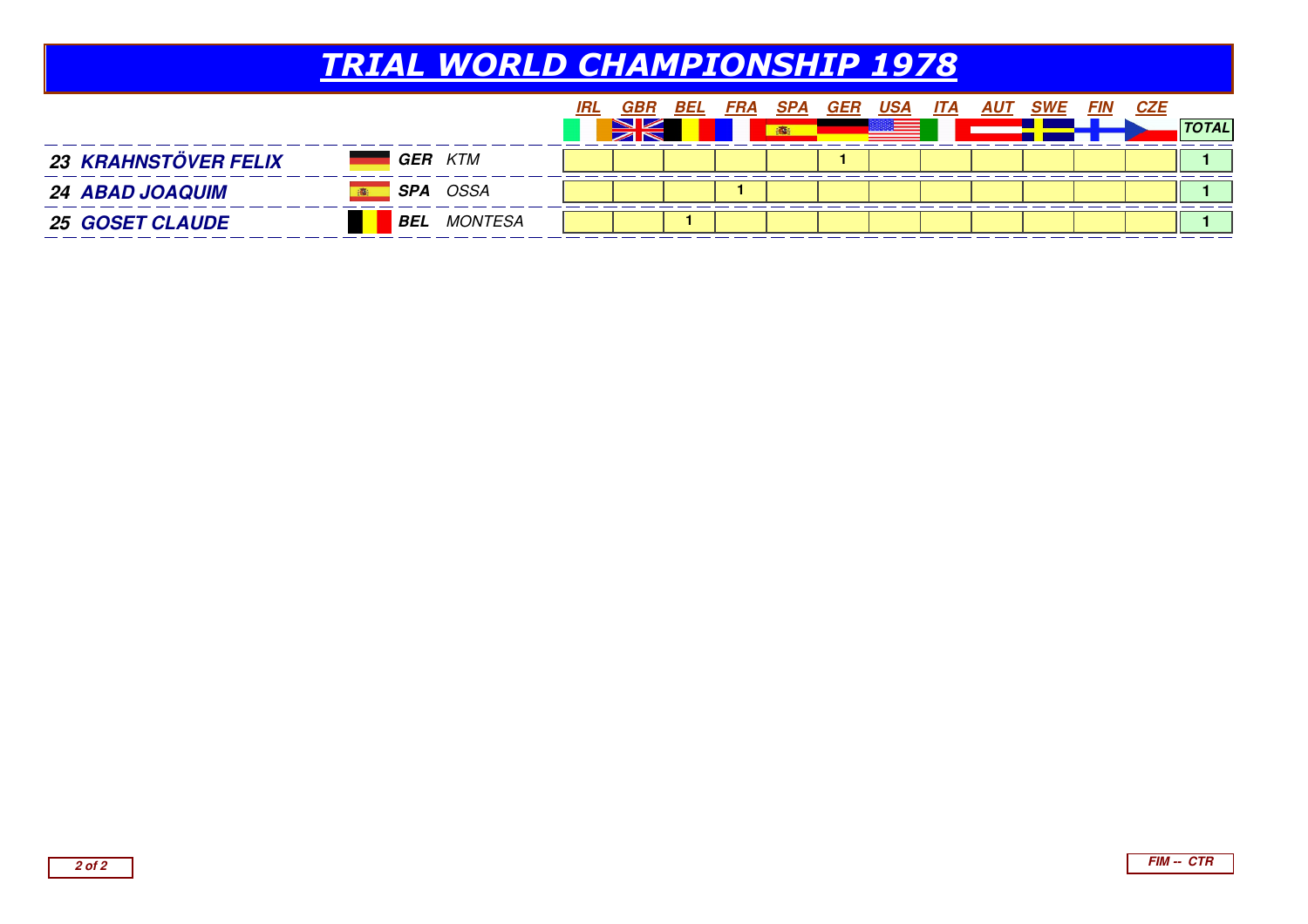# TRIAL WORLD CHAMPIONSHIP 1978

| | | | IRL | GBR | BEL | FRA | SPA | GER | USA | ITA | AUT | SWE | FIN | CZE | TOTAL |
|---|---|---|---|---|---|---|---|---|---|---|---|---|---|---|---|
| 23 KRAHNSTÖVER FELIX | GER | KTM | | | | | | 1 | | | | | | | 1 |
| 24 ABAD JOAQUIM | SPA | OSSA | | | | 1 | | | | | | | | | 1 |
| 25 GOSET CLAUDE | BEL | MONTESA | | | 1 | | | | | | | | | | 1 |

FIM -- CTR